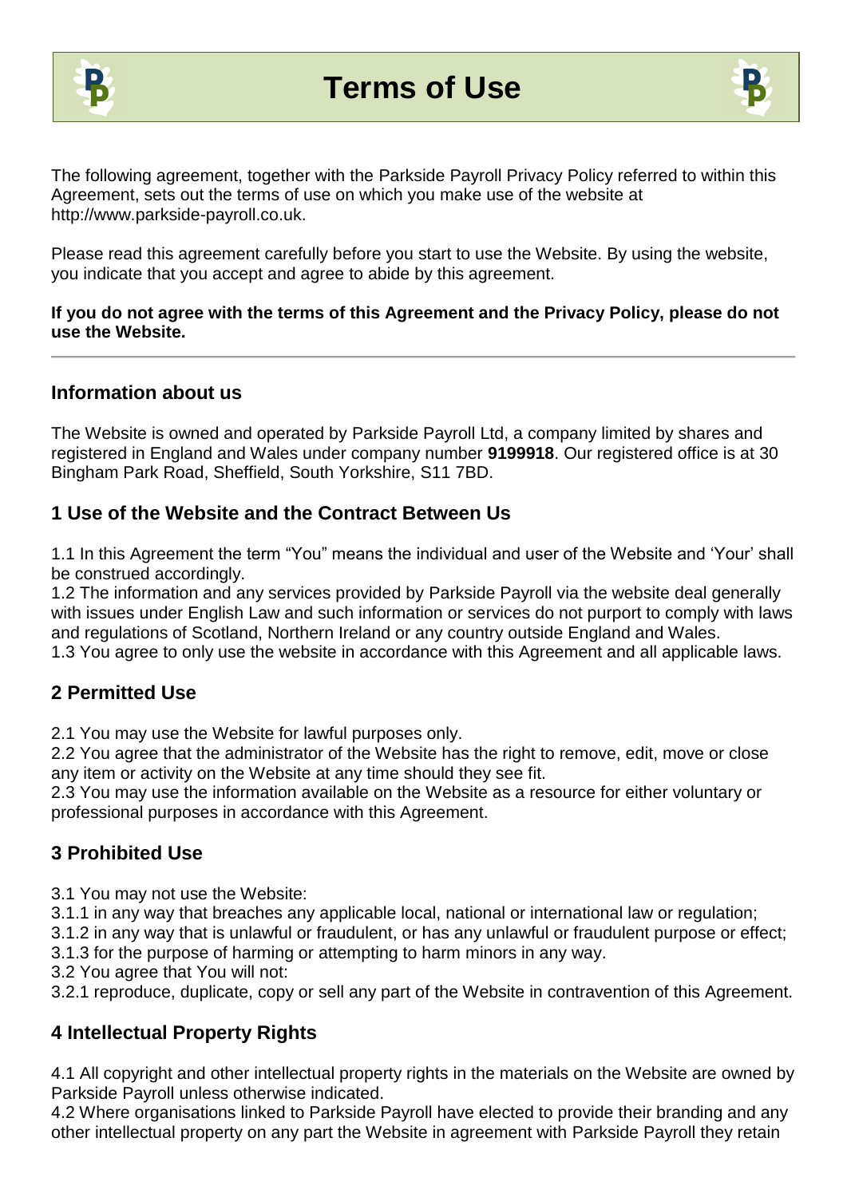# Terms of Use

The following agreement, together with the Parkside Payroll Privacy Policy referred to within this Agreement, sets out the terms of use on which you make use of the website at http://www.parkside-payroll.co.uk.

Please read this agreement carefully before you start to use the Website. By using the website, you indicate that you accept and agree to abide by this agreement.

**If you do not agree with the terms of this Agreement and the Privacy Policy, please do not use the Website.**

---

## Information about us

The Website is owned and operated by Parkside Payroll Ltd, a company limited by shares and registered in England and Wales under company number **9199918**. Our registered office is at 30 Bingham Park Road, Sheffield, South Yorkshire, S11 7BD.

## 1 Use of the Website and the Contract Between Us

1.1 In this Agreement the term "You" means the individual and user of the Website and 'Your' shall be construed accordingly.
1.2 The information and any services provided by Parkside Payroll via the website deal generally with issues under English Law and such information or services do not purport to comply with laws and regulations of Scotland, Northern Ireland or any country outside England and Wales.
1.3 You agree to only use the website in accordance with this Agreement and all applicable laws.

## 2 Permitted Use

2.1 You may use the Website for lawful purposes only.
2.2 You agree that the administrator of the Website has the right to remove, edit, move or close any item or activity on the Website at any time should they see fit.
2.3 You may use the information available on the Website as a resource for either voluntary or professional purposes in accordance with this Agreement.

## 3 Prohibited Use

3.1 You may not use the Website:
3.1.1 in any way that breaches any applicable local, national or international law or regulation;
3.1.2 in any way that is unlawful or fraudulent, or has any unlawful or fraudulent purpose or effect;
3.1.3 for the purpose of harming or attempting to harm minors in any way.
3.2 You agree that You will not:
3.2.1 reproduce, duplicate, copy or sell any part of the Website in contravention of this Agreement.

## 4 Intellectual Property Rights

4.1 All copyright and other intellectual property rights in the materials on the Website are owned by Parkside Payroll unless otherwise indicated.
4.2 Where organisations linked to Parkside Payroll have elected to provide their branding and any other intellectual property on any part the Website in agreement with Parkside Payroll they retain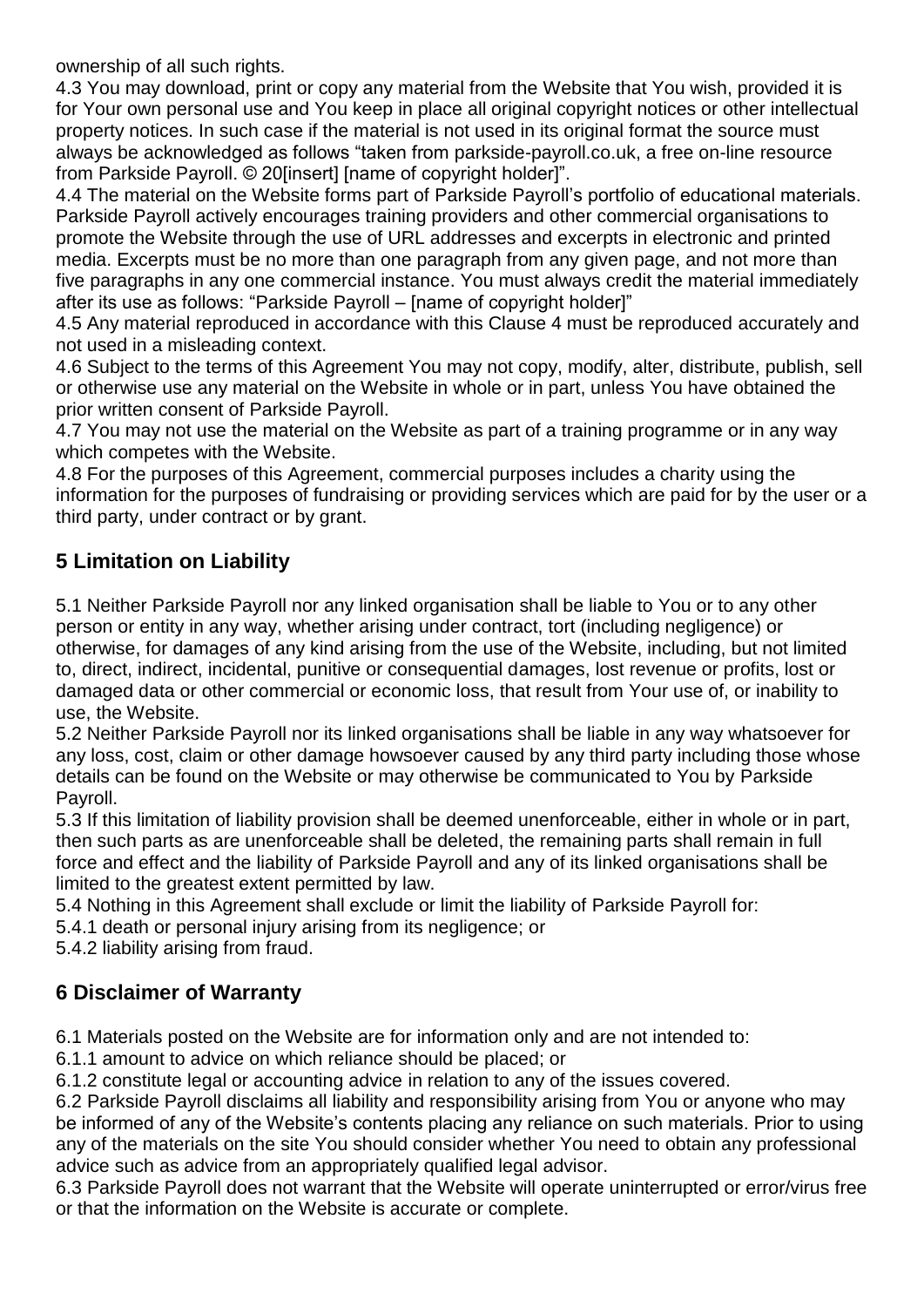ownership of all such rights.

4.3 You may download, print or copy any material from the Website that You wish, provided it is for Your own personal use and You keep in place all original copyright notices or other intellectual property notices. In such case if the material is not used in its original format the source must always be acknowledged as follows "taken from parkside-payroll.co.uk, a free on-line resource from Parkside Payroll. © 20[insert] [name of copyright holder]".

4.4 The material on the Website forms part of Parkside Payroll's portfolio of educational materials. Parkside Payroll actively encourages training providers and other commercial organisations to promote the Website through the use of URL addresses and excerpts in electronic and printed media. Excerpts must be no more than one paragraph from any given page, and not more than five paragraphs in any one commercial instance. You must always credit the material immediately after its use as follows: "Parkside Payroll – [name of copyright holder]"

4.5 Any material reproduced in accordance with this Clause 4 must be reproduced accurately and not used in a misleading context.

4.6 Subject to the terms of this Agreement You may not copy, modify, alter, distribute, publish, sell or otherwise use any material on the Website in whole or in part, unless You have obtained the prior written consent of Parkside Payroll.

4.7 You may not use the material on the Website as part of a training programme or in any way which competes with the Website.

4.8 For the purposes of this Agreement, commercial purposes includes a charity using the information for the purposes of fundraising or providing services which are paid for by the user or a third party, under contract or by grant.

## 5 Limitation on Liability

5.1 Neither Parkside Payroll nor any linked organisation shall be liable to You or to any other person or entity in any way, whether arising under contract, tort (including negligence) or otherwise, for damages of any kind arising from the use of the Website, including, but not limited to, direct, indirect, incidental, punitive or consequential damages, lost revenue or profits, lost or damaged data or other commercial or economic loss, that result from Your use of, or inability to use, the Website.

5.2 Neither Parkside Payroll nor its linked organisations shall be liable in any way whatsoever for any loss, cost, claim or other damage howsoever caused by any third party including those whose details can be found on the Website or may otherwise be communicated to You by Parkside Payroll.

5.3 If this limitation of liability provision shall be deemed unenforceable, either in whole or in part, then such parts as are unenforceable shall be deleted, the remaining parts shall remain in full force and effect and the liability of Parkside Payroll and any of its linked organisations shall be limited to the greatest extent permitted by law.

5.4 Nothing in this Agreement shall exclude or limit the liability of Parkside Payroll for:

5.4.1 death or personal injury arising from its negligence; or

5.4.2 liability arising from fraud.

## 6 Disclaimer of Warranty

6.1 Materials posted on the Website are for information only and are not intended to:

6.1.1 amount to advice on which reliance should be placed; or

6.1.2 constitute legal or accounting advice in relation to any of the issues covered.

6.2 Parkside Payroll disclaims all liability and responsibility arising from You or anyone who may be informed of any of the Website's contents placing any reliance on such materials. Prior to using any of the materials on the site You should consider whether You need to obtain any professional advice such as advice from an appropriately qualified legal advisor.

6.3 Parkside Payroll does not warrant that the Website will operate uninterrupted or error/virus free or that the information on the Website is accurate or complete.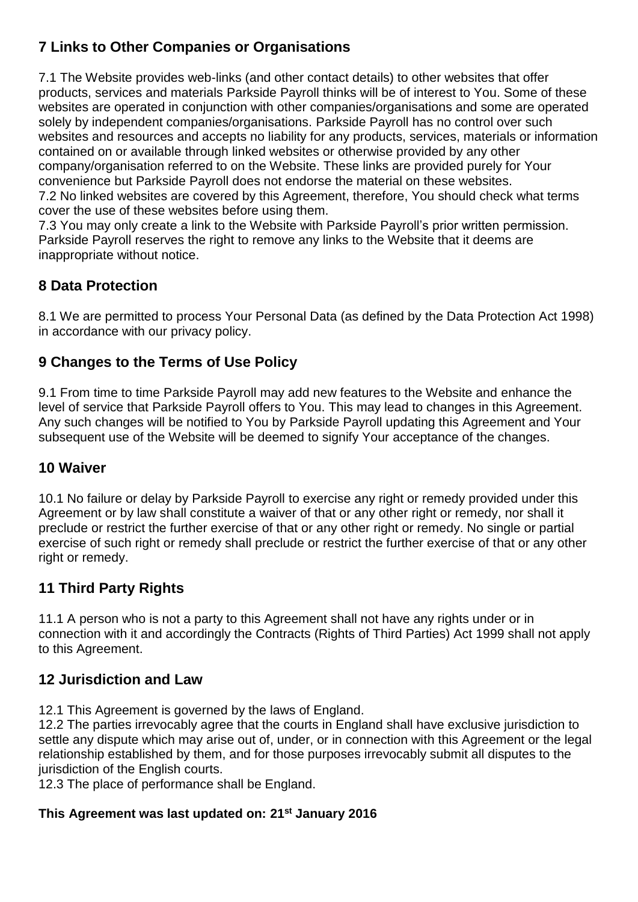## 7 Links to Other Companies or Organisations

7.1 The Website provides web-links (and other contact details) to other websites that offer products, services and materials Parkside Payroll thinks will be of interest to You. Some of these websites are operated in conjunction with other companies/organisations and some are operated solely by independent companies/organisations. Parkside Payroll has no control over such websites and resources and accepts no liability for any products, services, materials or information contained on or available through linked websites or otherwise provided by any other company/organisation referred to on the Website. These links are provided purely for Your convenience but Parkside Payroll does not endorse the material on these websites.
7.2 No linked websites are covered by this Agreement, therefore, You should check what terms cover the use of these websites before using them.
7.3 You may only create a link to the Website with Parkside Payroll's prior written permission. Parkside Payroll reserves the right to remove any links to the Website that it deems are inappropriate without notice.

## 8 Data Protection

8.1 We are permitted to process Your Personal Data (as defined by the Data Protection Act 1998) in accordance with our privacy policy.

## 9 Changes to the Terms of Use Policy

9.1 From time to time Parkside Payroll may add new features to the Website and enhance the level of service that Parkside Payroll offers to You. This may lead to changes in this Agreement. Any such changes will be notified to You by Parkside Payroll updating this Agreement and Your subsequent use of the Website will be deemed to signify Your acceptance of the changes.

## 10 Waiver

10.1 No failure or delay by Parkside Payroll to exercise any right or remedy provided under this Agreement or by law shall constitute a waiver of that or any other right or remedy, nor shall it preclude or restrict the further exercise of that or any other right or remedy. No single or partial exercise of such right or remedy shall preclude or restrict the further exercise of that or any other right or remedy.

## 11 Third Party Rights

11.1 A person who is not a party to this Agreement shall not have any rights under or in connection with it and accordingly the Contracts (Rights of Third Parties) Act 1999 shall not apply to this Agreement.

## 12 Jurisdiction and Law

12.1 This Agreement is governed by the laws of England.
12.2 The parties irrevocably agree that the courts in England shall have exclusive jurisdiction to settle any dispute which may arise out of, under, or in connection with this Agreement or the legal relationship established by them, and for those purposes irrevocably submit all disputes to the jurisdiction of the English courts.
12.3 The place of performance shall be England.

**This Agreement was last updated on: 21st January 2016**